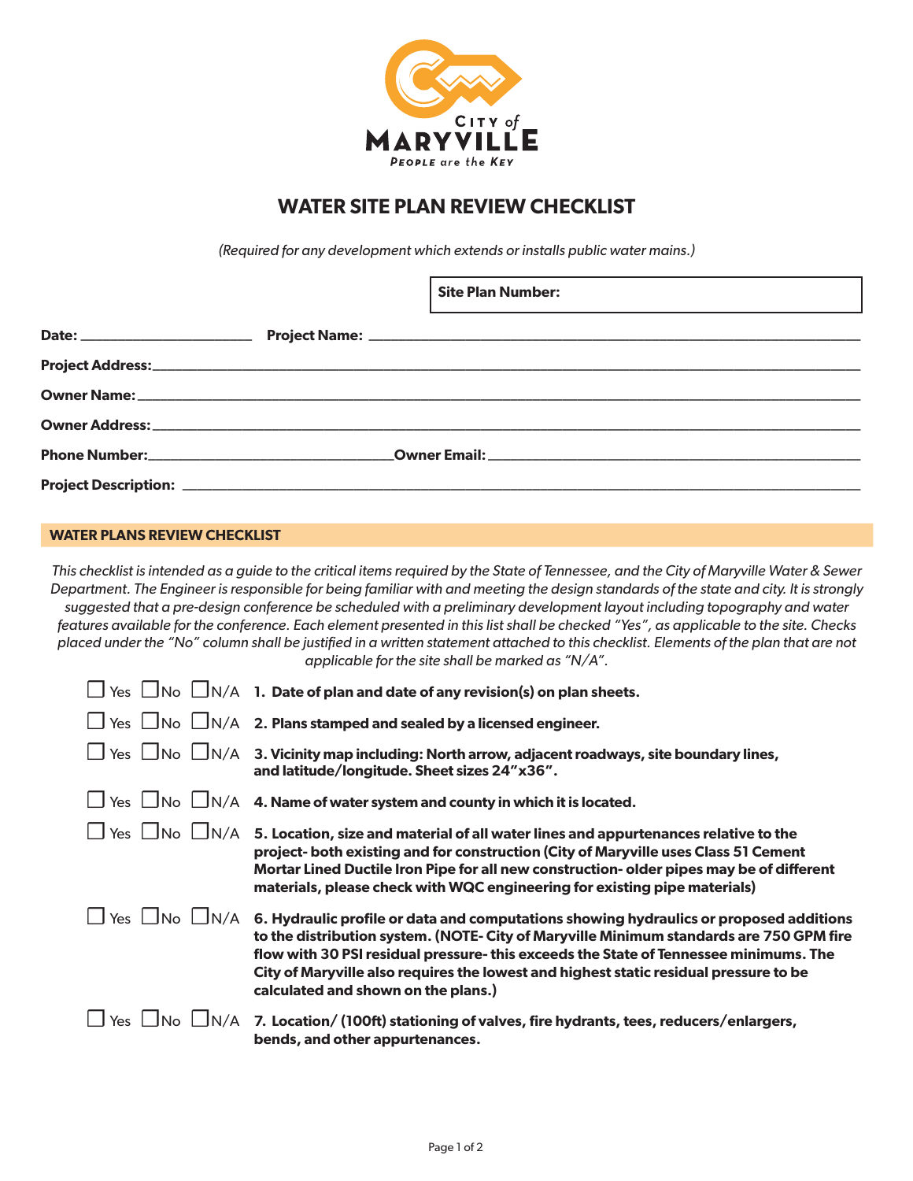CITY of MARYVILLE
PEOPLE are the KEY

# WATER SITE PLAN REVIEW CHECKLIST

*(Required for any development which extends or installs public water mains.)*

**Site Plan Number:**

**Date:** ______________________ **Project Name:** ______________________

**Project Address:** ______________________

**Owner Name:** ______________________

**Owner Address:** ______________________

**Phone Number:** ______________________ **Owner Email:** ______________________

**Project Description:** ______________________

## WATER PLANS REVIEW CHECKLIST

*This checklist is intended as a guide to the critical items required by the State of Tennessee, and the City of Maryville Water & Sewer Department. The Engineer is responsible for being familiar with and meeting the design standards of the state and city. It is strongly suggested that a pre-design conference be scheduled with a preliminary development layout including topography and water features available for the conference. Each element presented in this list shall be checked "Yes", as applicable to the site. Checks placed under the "No" column shall be justified in a written statement attached to this checklist. Elements of the plan that are not applicable for the site shall be marked as "N/A".*

☐ Yes ☐ No ☐ N/A **1. Date of plan and date of any revision(s) on plan sheets.**

☐ Yes ☐ No ☐ N/A **2. Plans stamped and sealed by a licensed engineer.**

☐ Yes ☐ No ☐ N/A **3. Vicinity map including: North arrow, adjacent roadways, site boundary lines, and latitude/longitude. Sheet sizes 24"x36".**

☐ Yes ☐ No ☐ N/A **4. Name of water system and county in which it is located.**

☐ Yes ☐ No ☐ N/A **5. Location, size and material of all water lines and appurtenances relative to the project- both existing and for construction (City of Maryville uses Class 51 Cement Mortar Lined Ductile Iron Pipe for all new construction- older pipes may be of different materials, please check with WQC engineering for existing pipe materials)**

☐ Yes ☐ No ☐ N/A **6. Hydraulic profile or data and computations showing hydraulics or proposed additions to the distribution system. (NOTE- City of Maryville Minimum standards are 750 GPM fire flow with 30 PSI residual pressure- this exceeds the State of Tennessee minimums. The City of Maryville also requires the lowest and highest static residual pressure to be calculated and shown on the plans.)**

☐ Yes ☐ No ☐ N/A **7. Location/ (100ft) stationing of valves, fire hydrants, tees, reducers/enlargers, bends, and other appurtenances.**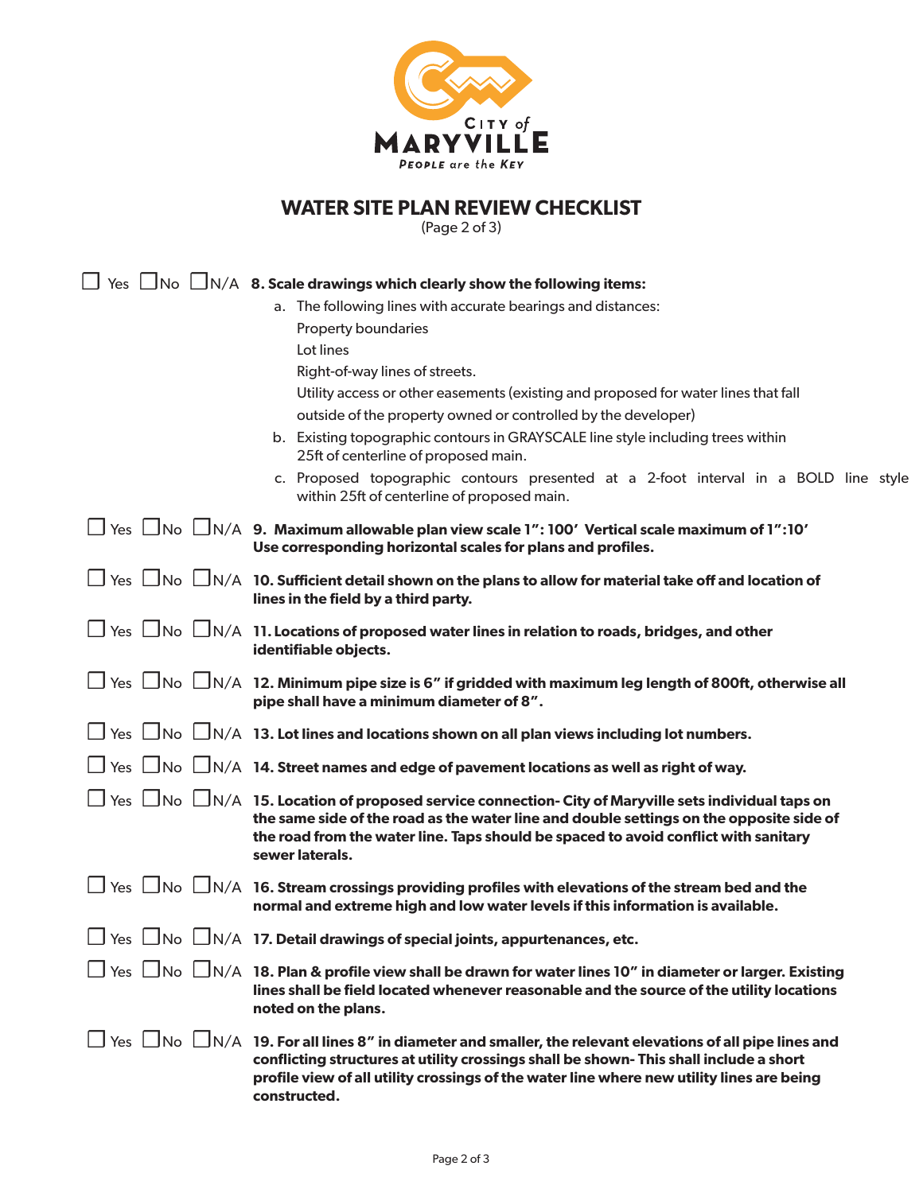CITY of MARYVILLE

PEOPLE are the KEY

# WATER SITE PLAN REVIEW CHECKLIST

(Page 2 of 3)

☐ Yes ☐ No ☐ N/A **8. Scale drawings which clearly show the following items:**

a. The following lines with accurate bearings and distances:
   - Property boundaries
   - Lot lines
   - Right-of-way lines of streets.
   - Utility access or other easements (existing and proposed for water lines that fall outside of the property owned or controlled by the developer)

b. Existing topographic contours in GRAYSCALE line style including trees within 25ft of centerline of proposed main.

c. Proposed topographic contours presented at a 2-foot interval in a BOLD line style within 25ft of centerline of proposed main.

☐ Yes ☐ No ☐ N/A **9. Maximum allowable plan view scale 1": 100' Vertical scale maximum of 1":10' Use corresponding horizontal scales for plans and profiles.**

☐ Yes ☐ No ☐ N/A **10. Sufficient detail shown on the plans to allow for material take off and location of lines in the field by a third party.**

☐ Yes ☐ No ☐ N/A **11. Locations of proposed water lines in relation to roads, bridges, and other identifiable objects.**

☐ Yes ☐ No ☐ N/A **12. Minimum pipe size is 6" if gridded with maximum leg length of 800ft, otherwise all pipe shall have a minimum diameter of 8".**

☐ Yes ☐ No ☐ N/A **13. Lot lines and locations shown on all plan views including lot numbers.**

☐ Yes ☐ No ☐ N/A **14. Street names and edge of pavement locations as well as right of way.**

☐ Yes ☐ No ☐ N/A **15. Location of proposed service connection- City of Maryville sets individual taps on the same side of the road as the water line and double settings on the opposite side of the road from the water line. Taps should be spaced to avoid conflict with sanitary sewer laterals.**

☐ Yes ☐ No ☐ N/A **16. Stream crossings providing profiles with elevations of the stream bed and the normal and extreme high and low water levels if this information is available.**

☐ Yes ☐ No ☐ N/A **17. Detail drawings of special joints, appurtenances, etc.**

☐ Yes ☐ No ☐ N/A **18. Plan & profile view shall be drawn for water lines 10" in diameter or larger. Existing lines shall be field located whenever reasonable and the source of the utility locations noted on the plans.**

☐ Yes ☐ No ☐ N/A **19. For all lines 8" in diameter and smaller, the relevant elevations of all pipe lines and conflicting structures at utility crossings shall be shown- This shall include a short profile view of all utility crossings of the water line where new utility lines are being constructed.**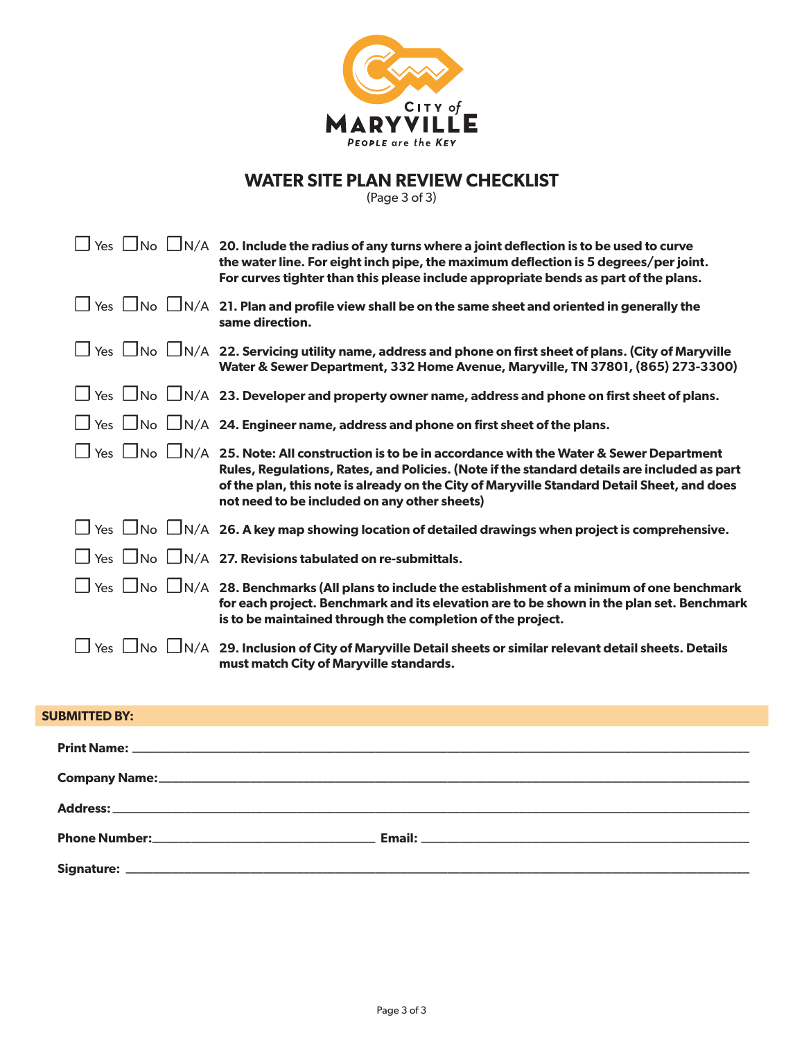CITY of MARYVILLE

PEOPLE are the KEY

# WATER SITE PLAN REVIEW CHECKLIST

(Page 3 of 3)

☐ Yes ☐ No ☐ N/A **20. Include the radius of any turns where a joint deflection is to be used to curve the water line. For eight inch pipe, the maximum deflection is 5 degrees/per joint. For curves tighter than this please include appropriate bends as part of the plans.**

☐ Yes ☐ No ☐ N/A **21. Plan and profile view shall be on the same sheet and oriented in generally the same direction.**

☐ Yes ☐ No ☐ N/A **22. Servicing utility name, address and phone on first sheet of plans. (City of Maryville Water & Sewer Department, 332 Home Avenue, Maryville, TN 37801, (865) 273-3300)**

☐ Yes ☐ No ☐ N/A **23. Developer and property owner name, address and phone on first sheet of plans.**

☐ Yes ☐ No ☐ N/A **24. Engineer name, address and phone on first sheet of the plans.**

☐ Yes ☐ No ☐ N/A **25. Note: All construction is to be in accordance with the Water & Sewer Department Rules, Regulations, Rates, and Policies. (Note if the standard details are included as part of the plan, this note is already on the City of Maryville Standard Detail Sheet, and does not need to be included on any other sheets)**

☐ Yes ☐ No ☐ N/A **26. A key map showing location of detailed drawings when project is comprehensive.**

☐ Yes ☐ No ☐ N/A **27. Revisions tabulated on re-submittals.**

☐ Yes ☐ No ☐ N/A **28. Benchmarks (All plans to include the establishment of a minimum of one benchmark for each project. Benchmark and its elevation are to be shown in the plan set. Benchmark is to be maintained through the completion of the project.**

☐ Yes ☐ No ☐ N/A **29. Inclusion of City of Maryville Detail sheets or similar relevant detail sheets. Details must match City of Maryville standards.**

## SUBMITTED BY:

**Print Name:** ____________________

**Company Name:** ____________________

**Address:** ____________________

**Phone Number:** ____________________ **Email:** ____________________

**Signature:** ____________________